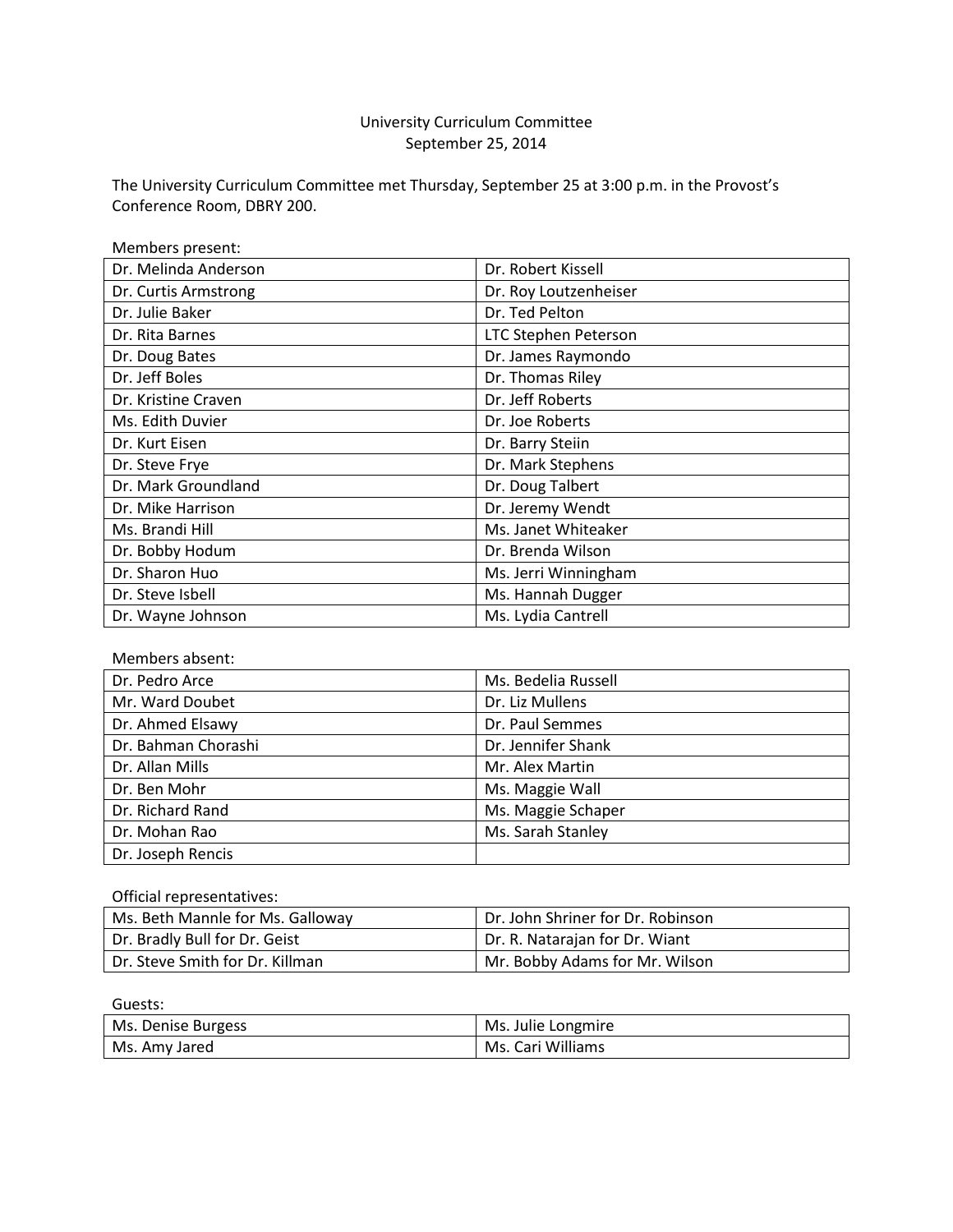University Curriculum Committee
September 25, 2014

The University Curriculum Committee met Thursday, September 25 at 3:00 p.m. in the Provost's Conference Room, DBRY 200.

Members present:

| | |
|---|---|
| Dr. Melinda Anderson | Dr. Robert Kissell |
| Dr. Curtis Armstrong | Dr. Roy Loutzenheiser |
| Dr. Julie Baker | Dr. Ted Pelton |
| Dr. Rita Barnes | LTC Stephen Peterson |
| Dr. Doug Bates | Dr. James Raymondo |
| Dr. Jeff Boles | Dr. Thomas Riley |
| Dr. Kristine Craven | Dr. Jeff Roberts |
| Ms. Edith Duvier | Dr. Joe Roberts |
| Dr. Kurt Eisen | Dr. Barry Steiin |
| Dr. Steve Frye | Dr. Mark Stephens |
| Dr. Mark Groundland | Dr. Doug Talbert |
| Dr. Mike Harrison | Dr. Jeremy Wendt |
| Ms. Brandi Hill | Ms. Janet Whiteaker |
| Dr. Bobby Hodum | Dr. Brenda Wilson |
| Dr. Sharon Huo | Ms. Jerri Winningham |
| Dr. Steve Isbell | Ms. Hannah Dugger |
| Dr. Wayne Johnson | Ms. Lydia Cantrell |

Members absent:

| | |
|---|---|
| Dr. Pedro Arce | Ms. Bedelia Russell |
| Mr. Ward Doubet | Dr. Liz Mullens |
| Dr. Ahmed Elsawy | Dr. Paul Semmes |
| Dr. Bahman Chorashi | Dr. Jennifer Shank |
| Dr. Allan Mills | Mr. Alex Martin |
| Dr. Ben Mohr | Ms. Maggie Wall |
| Dr. Richard Rand | Ms. Maggie Schaper |
| Dr. Mohan Rao | Ms. Sarah Stanley |
| Dr. Joseph Rencis | |

Official representatives:

| | |
|---|---|
| Ms. Beth Mannle for Ms. Galloway | Dr. John Shriner for Dr. Robinson |
| Dr. Bradly Bull for Dr. Geist | Dr. R. Natarajan for Dr. Wiant |
| Dr. Steve Smith for Dr. Killman | Mr. Bobby Adams for Mr. Wilson |

Guests:

| | |
|---|---|
| Ms. Denise Burgess | Ms. Julie Longmire |
| Ms. Amy Jared | Ms. Cari Williams |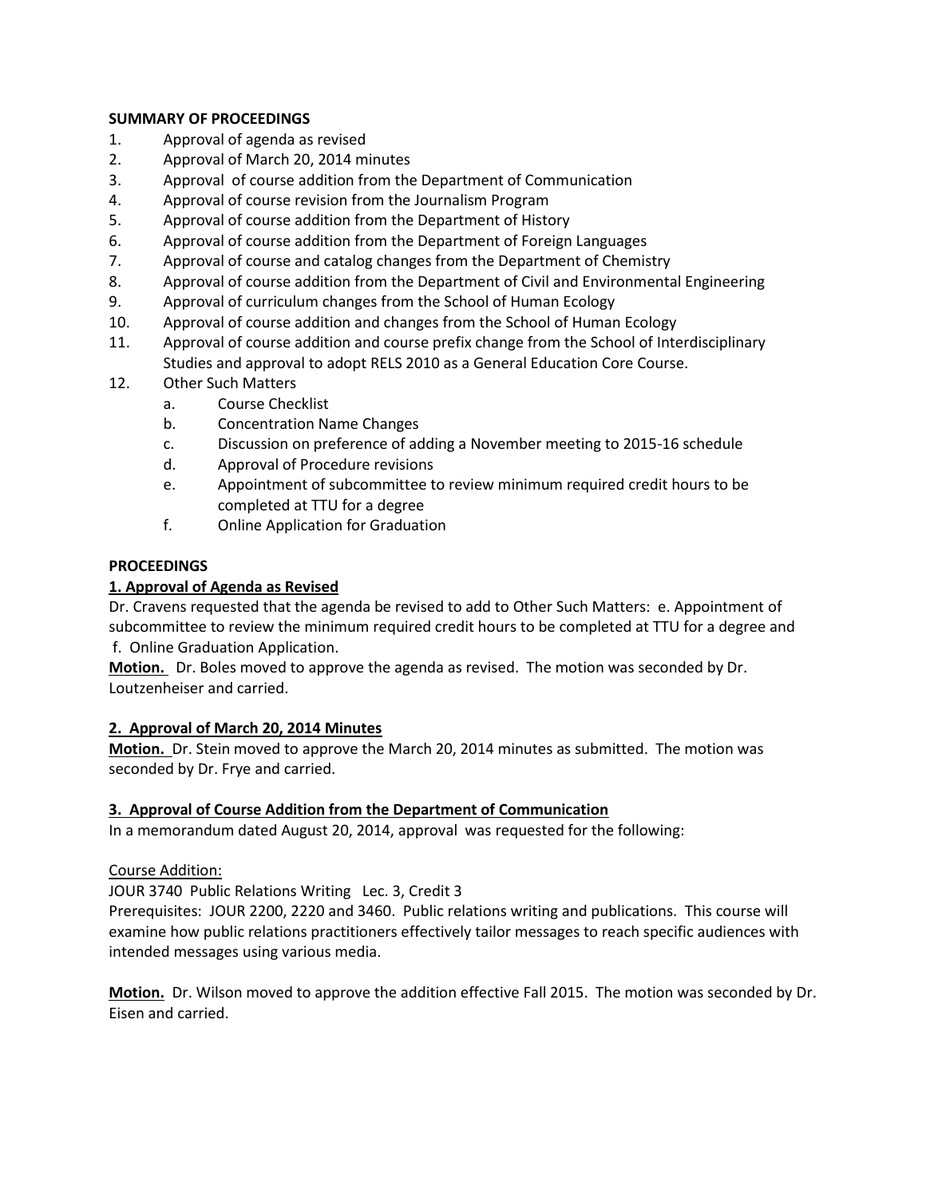**SUMMARY OF PROCEEDINGS**

1. Approval of agenda as revised
2. Approval of March 20, 2014 minutes
3. Approval of course addition from the Department of Communication
4. Approval of course revision from the Journalism Program
5. Approval of course addition from the Department of History
6. Approval of course addition from the Department of Foreign Languages
7. Approval of course and catalog changes from the Department of Chemistry
8. Approval of course addition from the Department of Civil and Environmental Engineering
9. Approval of curriculum changes from the School of Human Ecology
10. Approval of course addition and changes from the School of Human Ecology
11. Approval of course addition and course prefix change from the School of Interdisciplinary Studies and approval to adopt RELS 2010 as a General Education Core Course.
12. Other Such Matters
    a. Course Checklist
    b. Concentration Name Changes
    c. Discussion on preference of adding a November meeting to 2015-16 schedule
    d. Approval of Procedure revisions
    e. Appointment of subcommittee to review minimum required credit hours to be completed at TTU for a degree
    f. Online Application for Graduation

**PROCEEDINGS**

**1. Approval of Agenda as Revised**

Dr. Cravens requested that the agenda be revised to add to Other Such Matters: e. Appointment of subcommittee to review the minimum required credit hours to be completed at TTU for a degree and f. Online Graduation Application.

**Motion.** Dr. Boles moved to approve the agenda as revised. The motion was seconded by Dr. Loutzenheiser and carried.

**2. Approval of March 20, 2014 Minutes**

**Motion.** Dr. Stein moved to approve the March 20, 2014 minutes as submitted. The motion was seconded by Dr. Frye and carried.

**3. Approval of Course Addition from the Department of Communication**

In a memorandum dated August 20, 2014, approval was requested for the following:

Course Addition:

JOUR 3740 Public Relations Writing Lec. 3, Credit 3

Prerequisites: JOUR 2200, 2220 and 3460. Public relations writing and publications. This course will examine how public relations practitioners effectively tailor messages to reach specific audiences with intended messages using various media.

**Motion.** Dr. Wilson moved to approve the addition effective Fall 2015. The motion was seconded by Dr. Eisen and carried.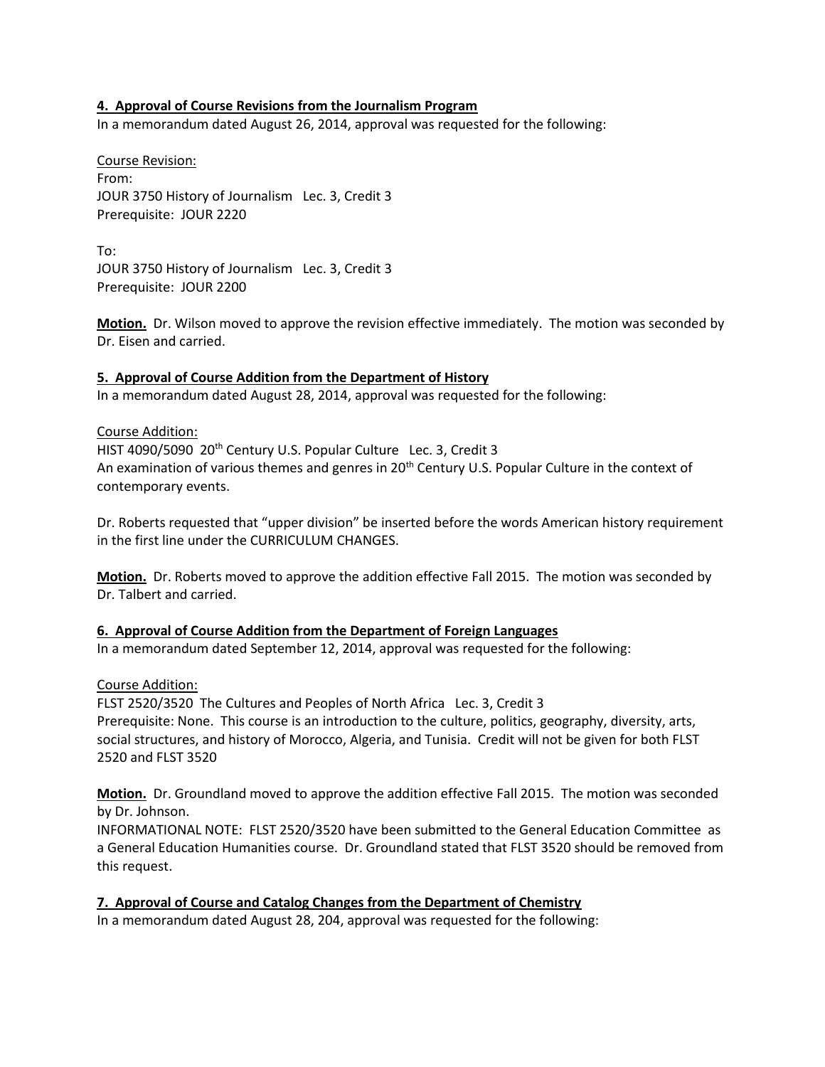**4. Approval of Course Revisions from the Journalism Program**

In a memorandum dated August 26, 2014, approval was requested for the following:

Course Revision:
From:
JOUR 3750 History of Journalism Lec. 3, Credit 3
Prerequisite: JOUR 2220

To:
JOUR 3750 History of Journalism Lec. 3, Credit 3
Prerequisite: JOUR 2200

**Motion.** Dr. Wilson moved to approve the revision effective immediately. The motion was seconded by Dr. Eisen and carried.

**5. Approval of Course Addition from the Department of History**

In a memorandum dated August 28, 2014, approval was requested for the following:

Course Addition:
HIST 4090/5090 20th Century U.S. Popular Culture Lec. 3, Credit 3
An examination of various themes and genres in 20th Century U.S. Popular Culture in the context of contemporary events.

Dr. Roberts requested that "upper division" be inserted before the words American history requirement in the first line under the CURRICULUM CHANGES.

**Motion.** Dr. Roberts moved to approve the addition effective Fall 2015. The motion was seconded by Dr. Talbert and carried.

**6. Approval of Course Addition from the Department of Foreign Languages**

In a memorandum dated September 12, 2014, approval was requested for the following:

Course Addition:
FLST 2520/3520 The Cultures and Peoples of North Africa Lec. 3, Credit 3
Prerequisite: None. This course is an introduction to the culture, politics, geography, diversity, arts, social structures, and history of Morocco, Algeria, and Tunisia. Credit will not be given for both FLST 2520 and FLST 3520

**Motion.** Dr. Groundland moved to approve the addition effective Fall 2015. The motion was seconded by Dr. Johnson.
INFORMATIONAL NOTE: FLST 2520/3520 have been submitted to the General Education Committee as a General Education Humanities course. Dr. Groundland stated that FLST 3520 should be removed from this request.

**7. Approval of Course and Catalog Changes from the Department of Chemistry**

In a memorandum dated August 28, 204, approval was requested for the following: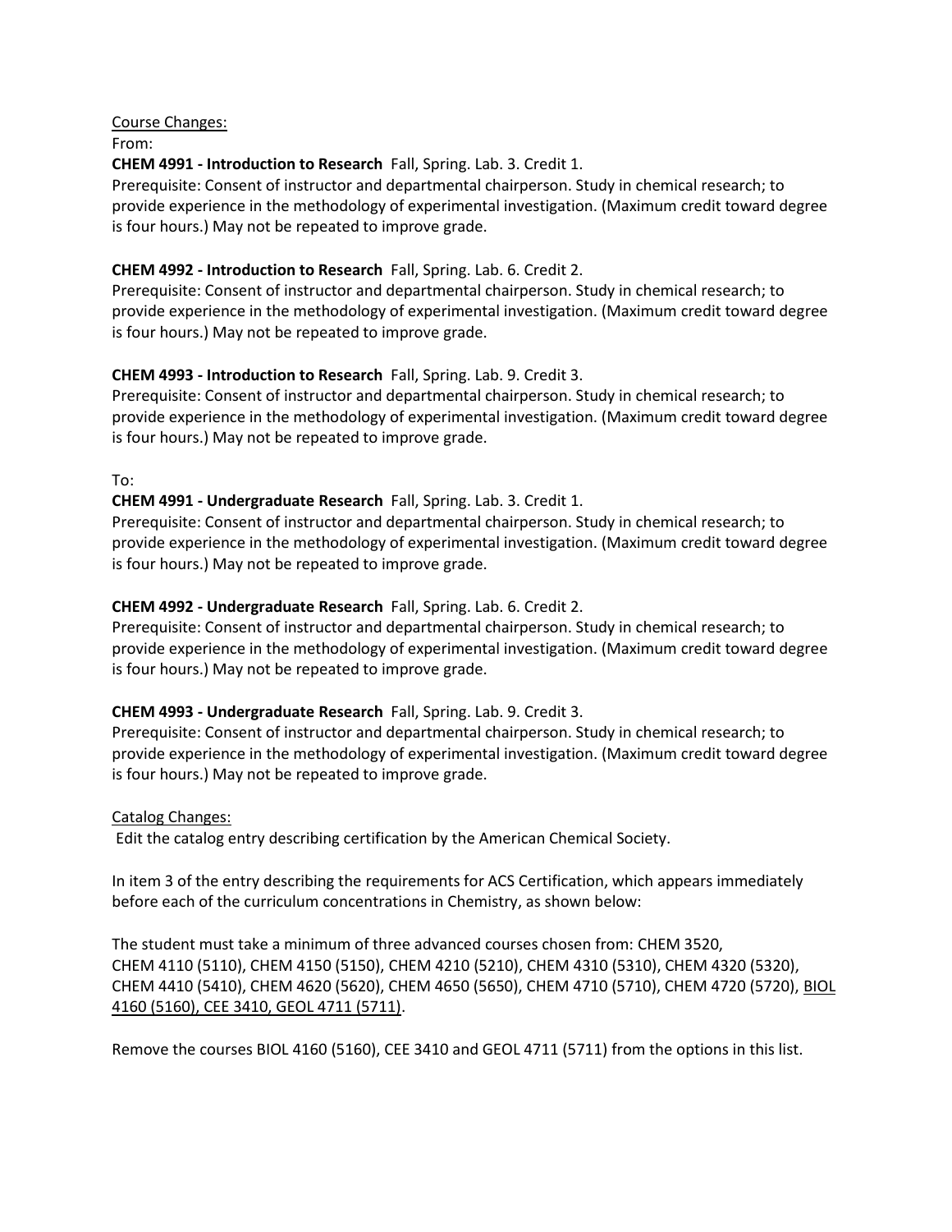Course Changes:

From:

**CHEM 4991 - Introduction to Research** Fall, Spring. Lab. 3. Credit 1.
Prerequisite: Consent of instructor and departmental chairperson. Study in chemical research; to provide experience in the methodology of experimental investigation. (Maximum credit toward degree is four hours.) May not be repeated to improve grade.

**CHEM 4992 - Introduction to Research** Fall, Spring. Lab. 6. Credit 2.
Prerequisite: Consent of instructor and departmental chairperson. Study in chemical research; to provide experience in the methodology of experimental investigation. (Maximum credit toward degree is four hours.) May not be repeated to improve grade.

**CHEM 4993 - Introduction to Research** Fall, Spring. Lab. 9. Credit 3.
Prerequisite: Consent of instructor and departmental chairperson. Study in chemical research; to provide experience in the methodology of experimental investigation. (Maximum credit toward degree is four hours.) May not be repeated to improve grade.

To:

**CHEM 4991 - Undergraduate Research** Fall, Spring. Lab. 3. Credit 1.
Prerequisite: Consent of instructor and departmental chairperson. Study in chemical research; to provide experience in the methodology of experimental investigation. (Maximum credit toward degree is four hours.) May not be repeated to improve grade.

**CHEM 4992 - Undergraduate Research** Fall, Spring. Lab. 6. Credit 2.
Prerequisite: Consent of instructor and departmental chairperson. Study in chemical research; to provide experience in the methodology of experimental investigation. (Maximum credit toward degree is four hours.) May not be repeated to improve grade.

**CHEM 4993 - Undergraduate Research** Fall, Spring. Lab. 9. Credit 3.
Prerequisite: Consent of instructor and departmental chairperson. Study in chemical research; to provide experience in the methodology of experimental investigation. (Maximum credit toward degree is four hours.) May not be repeated to improve grade.

Catalog Changes:

Edit the catalog entry describing certification by the American Chemical Society.

In item 3 of the entry describing the requirements for ACS Certification, which appears immediately before each of the curriculum concentrations in Chemistry, as shown below:

The student must take a minimum of three advanced courses chosen from: CHEM 3520, CHEM 4110 (5110), CHEM 4150 (5150), CHEM 4210 (5210), CHEM 4310 (5310), CHEM 4320 (5320), CHEM 4410 (5410), CHEM 4620 (5620), CHEM 4650 (5650), CHEM 4710 (5710), CHEM 4720 (5720), BIOL 4160 (5160), CEE 3410, GEOL 4711 (5711).

Remove the courses BIOL 4160 (5160), CEE 3410 and GEOL 4711 (5711) from the options in this list.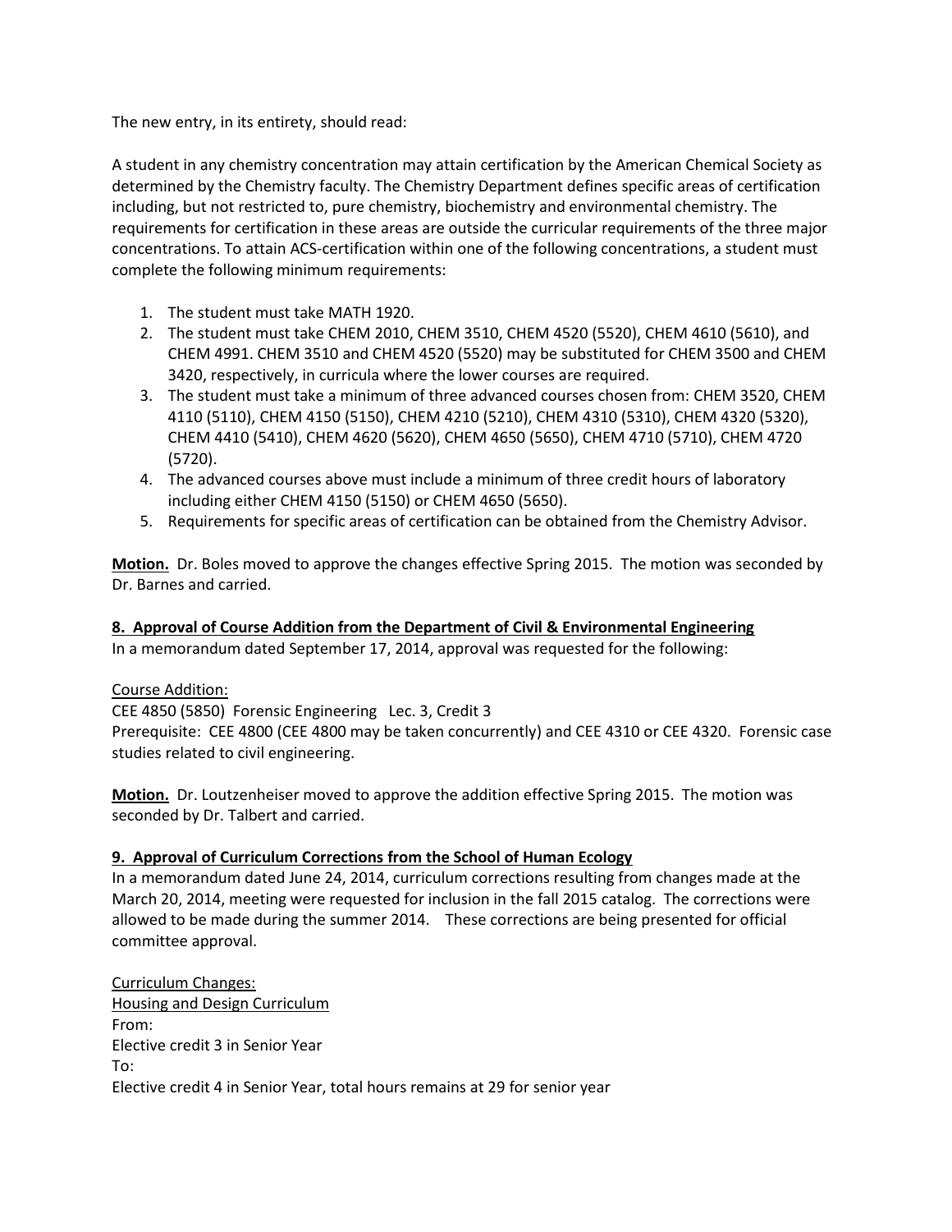The new entry, in its entirety, should read:

A student in any chemistry concentration may attain certification by the American Chemical Society as determined by the Chemistry faculty. The Chemistry Department defines specific areas of certification including, but not restricted to, pure chemistry, biochemistry and environmental chemistry. The requirements for certification in these areas are outside the curricular requirements of the three major concentrations. To attain ACS-certification within one of the following concentrations, a student must complete the following minimum requirements:

1. The student must take MATH 1920.
2. The student must take CHEM 2010, CHEM 3510, CHEM 4520 (5520), CHEM 4610 (5610), and CHEM 4991. CHEM 3510 and CHEM 4520 (5520) may be substituted for CHEM 3500 and CHEM 3420, respectively, in curricula where the lower courses are required.
3. The student must take a minimum of three advanced courses chosen from: CHEM 3520, CHEM 4110 (5110), CHEM 4150 (5150), CHEM 4210 (5210), CHEM 4310 (5310), CHEM 4320 (5320), CHEM 4410 (5410), CHEM 4620 (5620), CHEM 4650 (5650), CHEM 4710 (5710), CHEM 4720 (5720).
4. The advanced courses above must include a minimum of three credit hours of laboratory including either CHEM 4150 (5150) or CHEM 4650 (5650).
5. Requirements for specific areas of certification can be obtained from the Chemistry Advisor.

**Motion.** Dr. Boles moved to approve the changes effective Spring 2015. The motion was seconded by Dr. Barnes and carried.

**8. Approval of Course Addition from the Department of Civil & Environmental Engineering**

In a memorandum dated September 17, 2014, approval was requested for the following:

Course Addition:
CEE 4850 (5850) Forensic Engineering Lec. 3, Credit 3
Prerequisite: CEE 4800 (CEE 4800 may be taken concurrently) and CEE 4310 or CEE 4320. Forensic case studies related to civil engineering.

**Motion.** Dr. Loutzenheiser moved to approve the addition effective Spring 2015. The motion was seconded by Dr. Talbert and carried.

**9. Approval of Curriculum Corrections from the School of Human Ecology**

In a memorandum dated June 24, 2014, curriculum corrections resulting from changes made at the March 20, 2014, meeting were requested for inclusion in the fall 2015 catalog. The corrections were allowed to be made during the summer 2014. These corrections are being presented for official committee approval.

Curriculum Changes:
Housing and Design Curriculum
From:
Elective credit 3 in Senior Year
To:
Elective credit 4 in Senior Year, total hours remains at 29 for senior year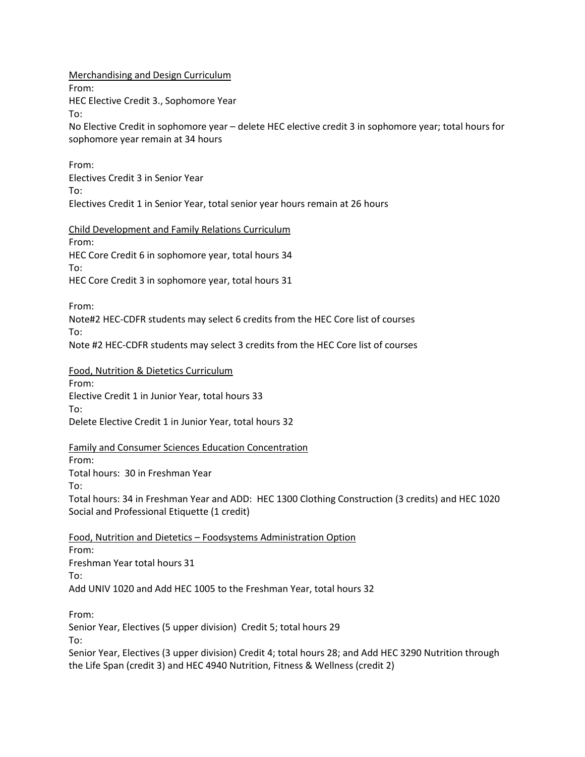<u>Merchandising and Design Curriculum</u>

From:

HEC Elective Credit 3., Sophomore Year

To:

No Elective Credit in sophomore year – delete HEC elective credit 3 in sophomore year; total hours for sophomore year remain at 34 hours

From:

Electives Credit 3 in Senior Year

To:

Electives Credit 1 in Senior Year, total senior year hours remain at 26 hours

<u>Child Development and Family Relations Curriculum</u>

From:

HEC Core Credit 6 in sophomore year, total hours 34

To:

HEC Core Credit 3 in sophomore year, total hours 31

From:

Note#2 HEC-CDFR students may select 6 credits from the HEC Core list of courses

To:

Note #2 HEC-CDFR students may select 3 credits from the HEC Core list of courses

<u>Food, Nutrition & Dietetics Curriculum</u>

From:

Elective Credit 1 in Junior Year, total hours 33

To:

Delete Elective Credit 1 in Junior Year, total hours 32

<u>Family and Consumer Sciences Education Concentration</u>

From:

Total hours: 30 in Freshman Year

To:

Total hours: 34 in Freshman Year and ADD: HEC 1300 Clothing Construction (3 credits) and HEC 1020 Social and Professional Etiquette (1 credit)

<u>Food, Nutrition and Dietetics – Foodsystems Administration Option</u>

From:

Freshman Year total hours 31

To:

Add UNIV 1020 and Add HEC 1005 to the Freshman Year, total hours 32

From:

Senior Year, Electives (5 upper division) Credit 5; total hours 29

To:

Senior Year, Electives (3 upper division) Credit 4; total hours 28; and Add HEC 3290 Nutrition through the Life Span (credit 3) and HEC 4940 Nutrition, Fitness & Wellness (credit 2)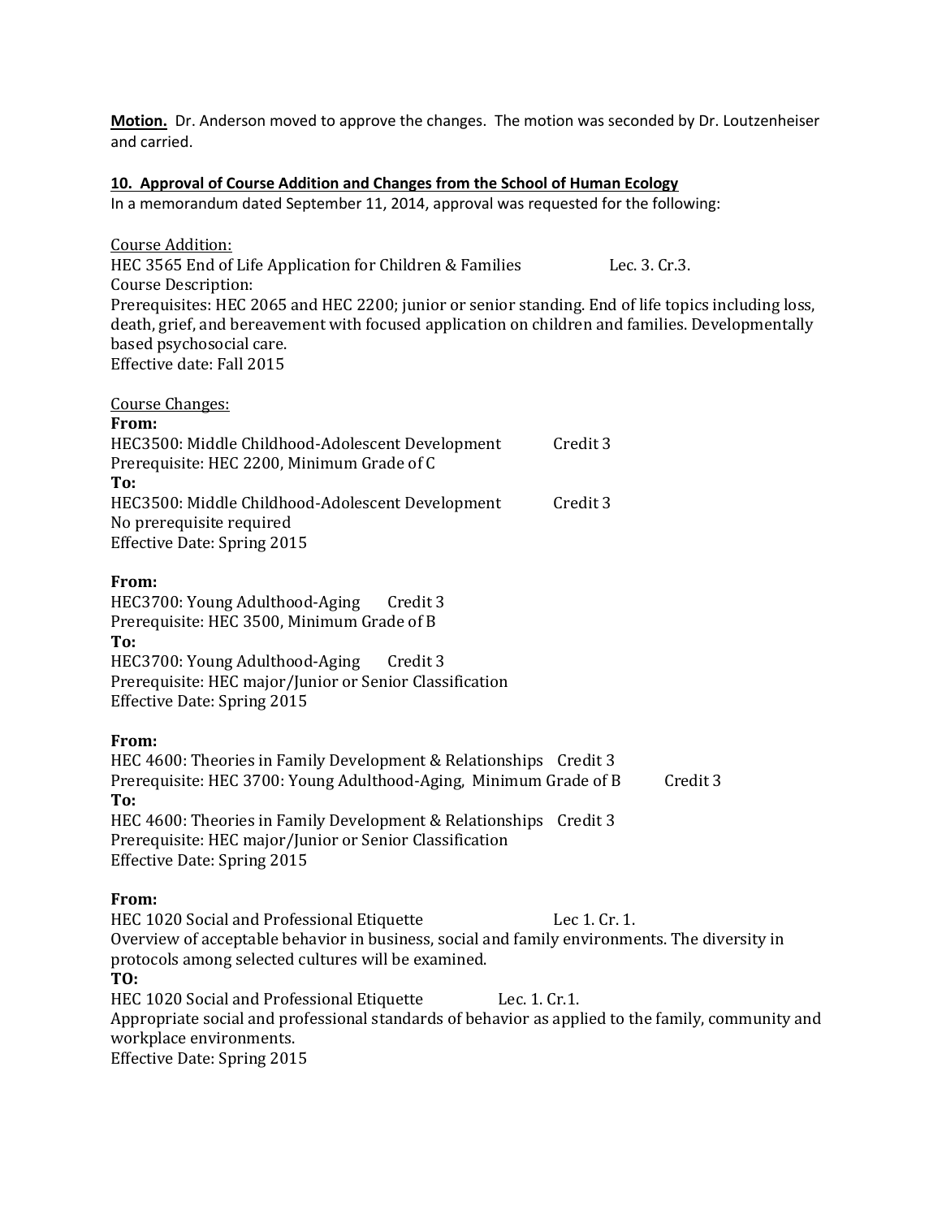**Motion.** Dr. Anderson moved to approve the changes. The motion was seconded by Dr. Loutzenheiser and carried.

**10. Approval of Course Addition and Changes from the School of Human Ecology**

In a memorandum dated September 11, 2014, approval was requested for the following:

Course Addition:
HEC 3565 End of Life Application for Children & Families Lec. 3. Cr.3.
Course Description:
Prerequisites: HEC 2065 and HEC 2200; junior or senior standing. End of life topics including loss, death, grief, and bereavement with focused application on children and families. Developmentally based psychosocial care.
Effective date: Fall 2015

Course Changes:

**From:**
HEC3500: Middle Childhood-Adolescent Development Credit 3
Prerequisite: HEC 2200, Minimum Grade of C
**To:**
HEC3500: Middle Childhood-Adolescent Development Credit 3
No prerequisite required
Effective Date: Spring 2015

**From:**
HEC3700: Young Adulthood-Aging Credit 3
Prerequisite: HEC 3500, Minimum Grade of B
**To:**
HEC3700: Young Adulthood-Aging Credit 3
Prerequisite: HEC major/Junior or Senior Classification
Effective Date: Spring 2015

**From:**
HEC 4600: Theories in Family Development & Relationships Credit 3
Prerequisite: HEC 3700: Young Adulthood-Aging, Minimum Grade of B Credit 3
**To:**
HEC 4600: Theories in Family Development & Relationships Credit 3
Prerequisite: HEC major/Junior or Senior Classification
Effective Date: Spring 2015

**From:**
HEC 1020 Social and Professional Etiquette Lec 1. Cr. 1.
Overview of acceptable behavior in business, social and family environments. The diversity in protocols among selected cultures will be examined.
**TO:**
HEC 1020 Social and Professional Etiquette Lec. 1. Cr.1.
Appropriate social and professional standards of behavior as applied to the family, community and workplace environments.
Effective Date: Spring 2015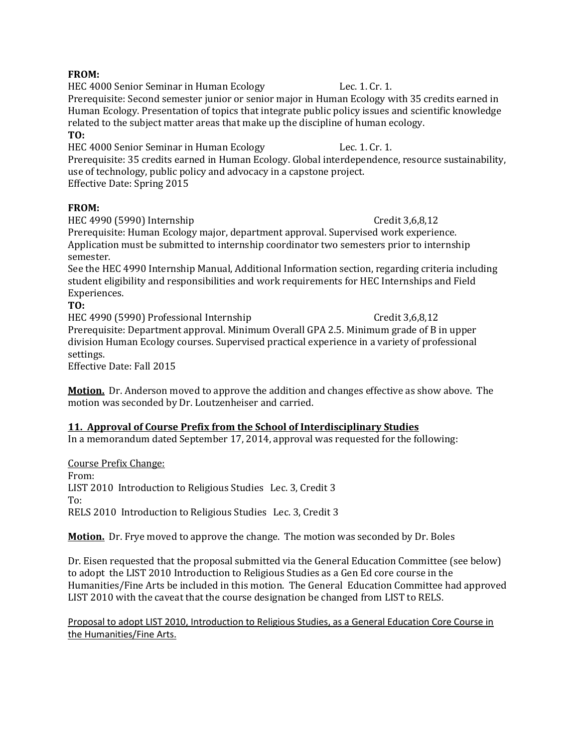**FROM:**
HEC 4000 Senior Seminar in Human Ecology Lec. 1. Cr. 1.
Prerequisite: Second semester junior or senior major in Human Ecology with 35 credits earned in Human Ecology. Presentation of topics that integrate public policy issues and scientific knowledge related to the subject matter areas that make up the discipline of human ecology.
**TO:**
HEC 4000 Senior Seminar in Human Ecology Lec. 1. Cr. 1.
Prerequisite: 35 credits earned in Human Ecology. Global interdependence, resource sustainability, use of technology, public policy and advocacy in a capstone project.
Effective Date: Spring 2015

**FROM:**
HEC 4990 (5990) Internship Credit 3,6,8,12
Prerequisite: Human Ecology major, department approval. Supervised work experience. Application must be submitted to internship coordinator two semesters prior to internship semester.
See the HEC 4990 Internship Manual, Additional Information section, regarding criteria including student eligibility and responsibilities and work requirements for HEC Internships and Field Experiences.
**TO:**
HEC 4990 (5990) Professional Internship Credit 3,6,8,12
Prerequisite: Department approval. Minimum Overall GPA 2.5. Minimum grade of B in upper division Human Ecology courses. Supervised practical experience in a variety of professional settings.
Effective Date: Fall 2015

**Motion.** Dr. Anderson moved to approve the addition and changes effective as show above. The motion was seconded by Dr. Loutzenheiser and carried.

## 11. Approval of Course Prefix from the School of Interdisciplinary Studies

In a memorandum dated September 17, 2014, approval was requested for the following:

Course Prefix Change:
From:
LIST 2010 Introduction to Religious Studies Lec. 3, Credit 3
To:
RELS 2010 Introduction to Religious Studies Lec. 3, Credit 3

**Motion.** Dr. Frye moved to approve the change. The motion was seconded by Dr. Boles

Dr. Eisen requested that the proposal submitted via the General Education Committee (see below) to adopt the LIST 2010 Introduction to Religious Studies as a Gen Ed core course in the Humanities/Fine Arts be included in this motion. The General Education Committee had approved LIST 2010 with the caveat that the course designation be changed from LIST to RELS.

Proposal to adopt LIST 2010, Introduction to Religious Studies, as a General Education Core Course in the Humanities/Fine Arts.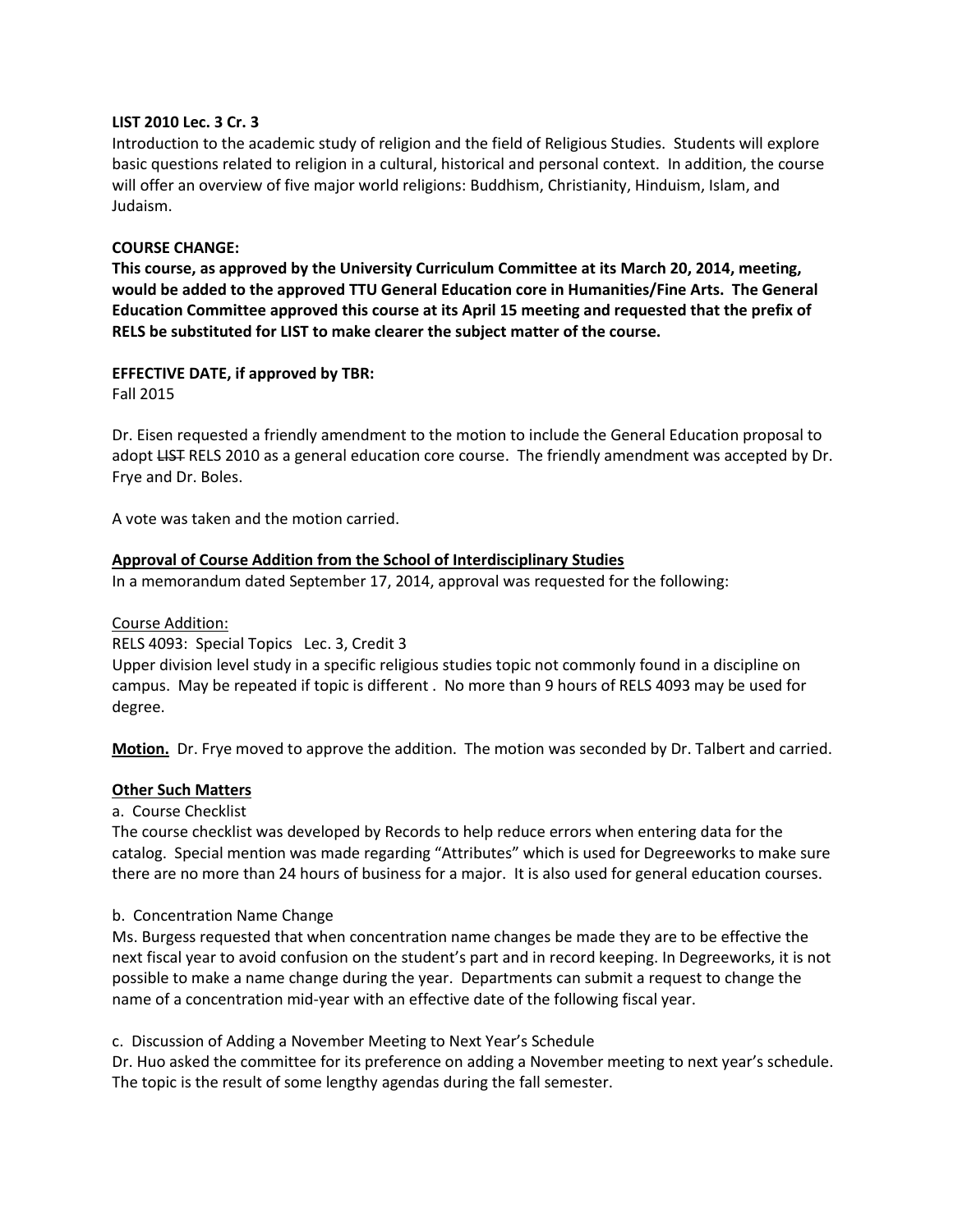**LIST 2010 Lec. 3 Cr. 3**
Introduction to the academic study of religion and the field of Religious Studies. Students will explore basic questions related to religion in a cultural, historical and personal context. In addition, the course will offer an overview of five major world religions: Buddhism, Christianity, Hinduism, Islam, and Judaism.

**COURSE CHANGE:**
**This course, as approved by the University Curriculum Committee at its March 20, 2014, meeting, would be added to the approved TTU General Education core in Humanities/Fine Arts. The General Education Committee approved this course at its April 15 meeting and requested that the prefix of RELS be substituted for LIST to make clearer the subject matter of the course.**

**EFFECTIVE DATE, if approved by TBR:**
Fall 2015

Dr. Eisen requested a friendly amendment to the motion to include the General Education proposal to adopt ~~LIST~~ RELS 2010 as a general education core course. The friendly amendment was accepted by Dr. Frye and Dr. Boles.

A vote was taken and the motion carried.

**Approval of Course Addition from the School of Interdisciplinary Studies**
In a memorandum dated September 17, 2014, approval was requested for the following:

Course Addition:
RELS 4093: Special Topics Lec. 3, Credit 3
Upper division level study in a specific religious studies topic not commonly found in a discipline on campus. May be repeated if topic is different . No more than 9 hours of RELS 4093 may be used for degree.

**Motion.** Dr. Frye moved to approve the addition. The motion was seconded by Dr. Talbert and carried.

**Other Such Matters**

a. Course Checklist
The course checklist was developed by Records to help reduce errors when entering data for the catalog. Special mention was made regarding "Attributes" which is used for Degreeworks to make sure there are no more than 24 hours of business for a major. It is also used for general education courses.

b. Concentration Name Change
Ms. Burgess requested that when concentration name changes be made they are to be effective the next fiscal year to avoid confusion on the student's part and in record keeping. In Degreeworks, it is not possible to make a name change during the year. Departments can submit a request to change the name of a concentration mid-year with an effective date of the following fiscal year.

c. Discussion of Adding a November Meeting to Next Year's Schedule
Dr. Huo asked the committee for its preference on adding a November meeting to next year's schedule. The topic is the result of some lengthy agendas during the fall semester.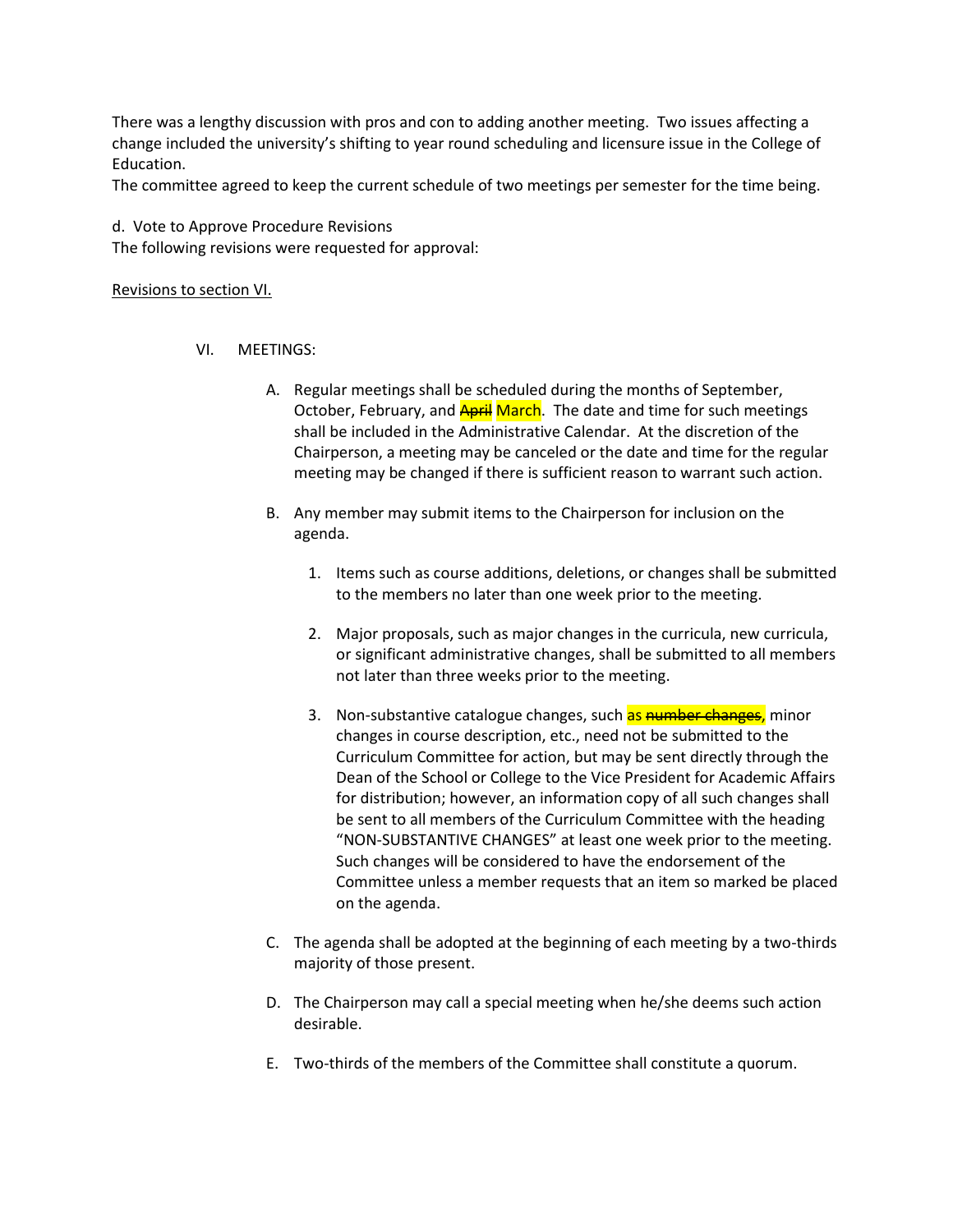There was a lengthy discussion with pros and con to adding another meeting. Two issues affecting a change included the university's shifting to year round scheduling and licensure issue in the College of Education.
The committee agreed to keep the current schedule of two meetings per semester for the time being.

d. Vote to Approve Procedure Revisions
The following revisions were requested for approval:

<u>Revisions to section VI.</u>

VI. MEETINGS:

A. Regular meetings shall be scheduled during the months of September, October, February, and ~~April~~ March. The date and time for such meetings shall be included in the Administrative Calendar. At the discretion of the Chairperson, a meeting may be canceled or the date and time for the regular meeting may be changed if there is sufficient reason to warrant such action.

B. Any member may submit items to the Chairperson for inclusion on the agenda.

1. Items such as course additions, deletions, or changes shall be submitted to the members no later than one week prior to the meeting.

2. Major proposals, such as major changes in the curricula, new curricula, or significant administrative changes, shall be submitted to all members not later than three weeks prior to the meeting.

3. Non-substantive catalogue changes, such as ~~number changes,~~ minor changes in course description, etc., need not be submitted to the Curriculum Committee for action, but may be sent directly through the Dean of the School or College to the Vice President for Academic Affairs for distribution; however, an information copy of all such changes shall be sent to all members of the Curriculum Committee with the heading "NON-SUBSTANTIVE CHANGES" at least one week prior to the meeting. Such changes will be considered to have the endorsement of the Committee unless a member requests that an item so marked be placed on the agenda.

C. The agenda shall be adopted at the beginning of each meeting by a two-thirds majority of those present.

D. The Chairperson may call a special meeting when he/she deems such action desirable.

E. Two-thirds of the members of the Committee shall constitute a quorum.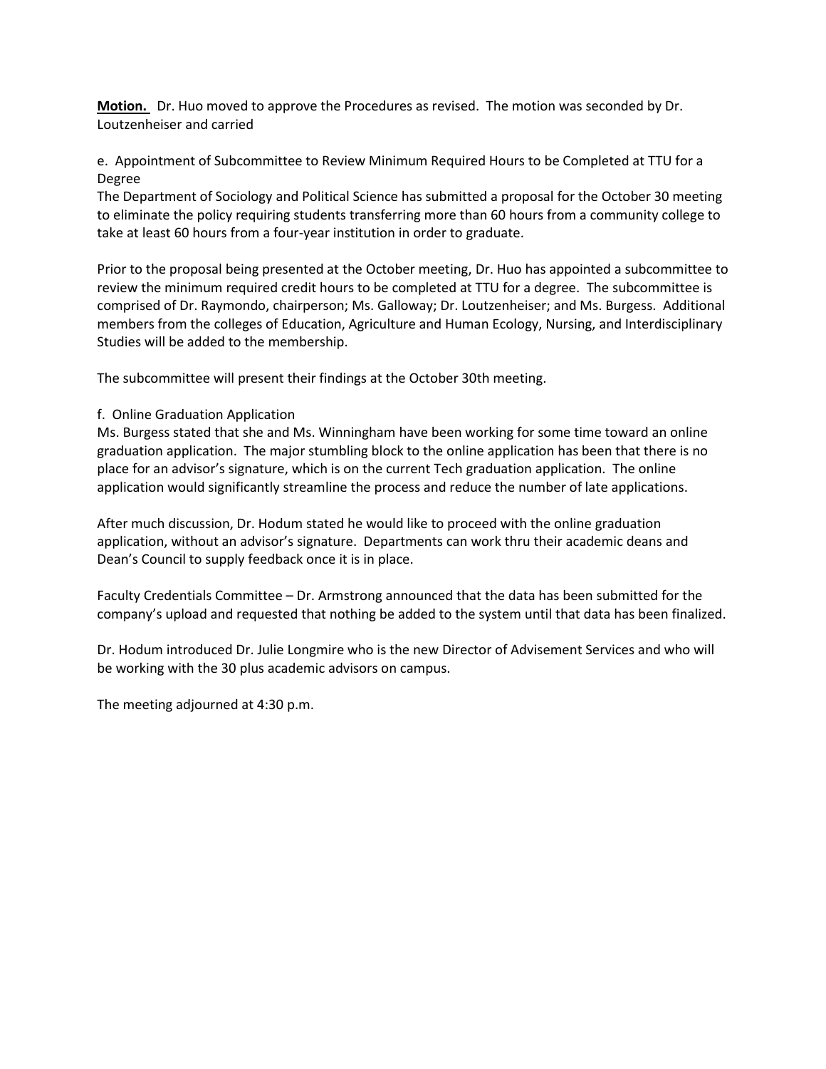**Motion.** Dr. Huo moved to approve the Procedures as revised. The motion was seconded by Dr. Loutzenheiser and carried

e. Appointment of Subcommittee to Review Minimum Required Hours to be Completed at TTU for a Degree

The Department of Sociology and Political Science has submitted a proposal for the October 30 meeting to eliminate the policy requiring students transferring more than 60 hours from a community college to take at least 60 hours from a four-year institution in order to graduate.

Prior to the proposal being presented at the October meeting, Dr. Huo has appointed a subcommittee to review the minimum required credit hours to be completed at TTU for a degree. The subcommittee is comprised of Dr. Raymondo, chairperson; Ms. Galloway; Dr. Loutzenheiser; and Ms. Burgess. Additional members from the colleges of Education, Agriculture and Human Ecology, Nursing, and Interdisciplinary Studies will be added to the membership.

The subcommittee will present their findings at the October 30th meeting.

f. Online Graduation Application

Ms. Burgess stated that she and Ms. Winningham have been working for some time toward an online graduation application. The major stumbling block to the online application has been that there is no place for an advisor's signature, which is on the current Tech graduation application. The online application would significantly streamline the process and reduce the number of late applications.

After much discussion, Dr. Hodum stated he would like to proceed with the online graduation application, without an advisor's signature. Departments can work thru their academic deans and Dean's Council to supply feedback once it is in place.

Faculty Credentials Committee – Dr. Armstrong announced that the data has been submitted for the company's upload and requested that nothing be added to the system until that data has been finalized.

Dr. Hodum introduced Dr. Julie Longmire who is the new Director of Advisement Services and who will be working with the 30 plus academic advisors on campus.

The meeting adjourned at 4:30 p.m.